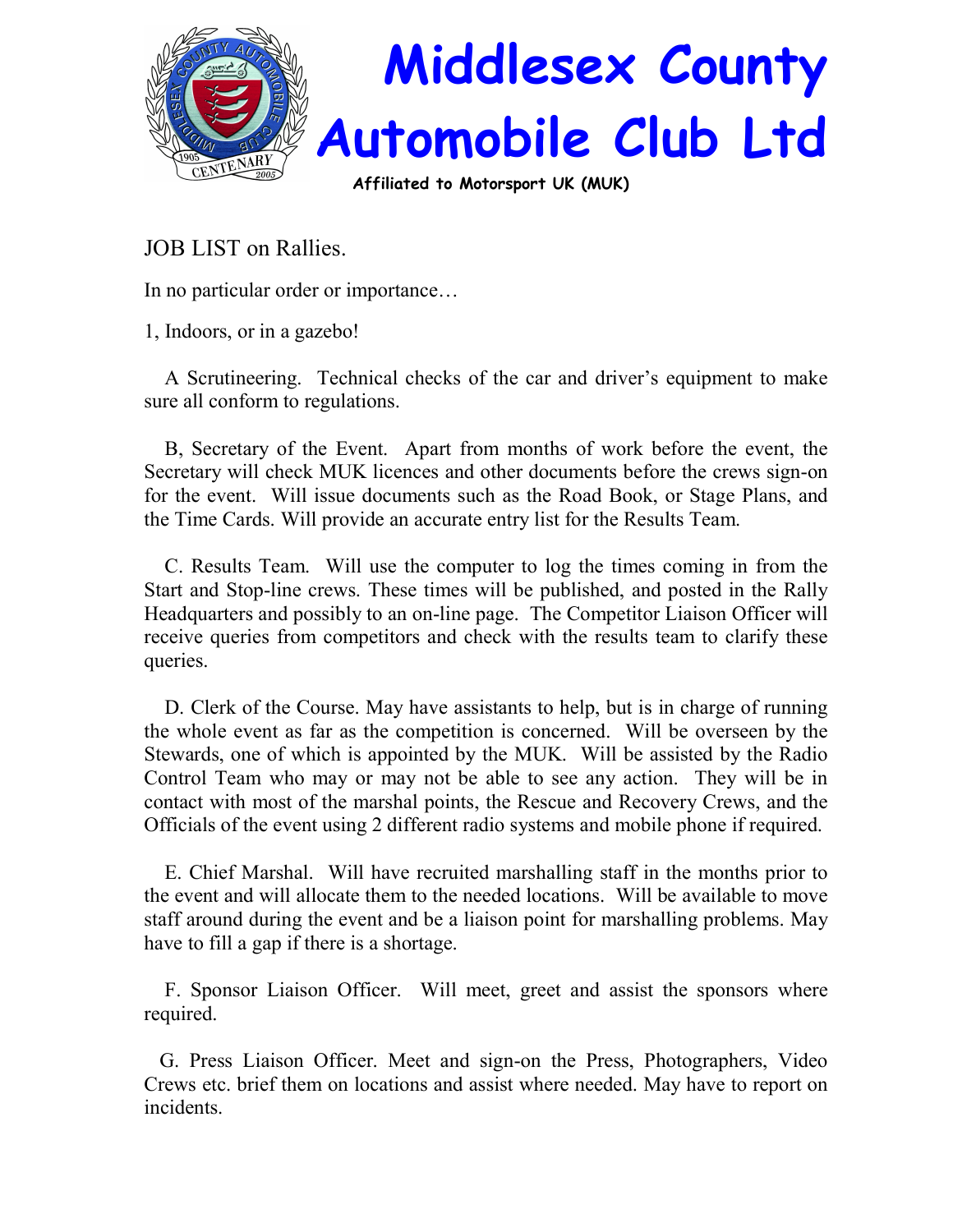# Middlesex County Automobile Club Ltd

**Affiliated to Motorsport UK (MUK)**

JOB LIST on Rallies.

In no particular order or importance…

1, Indoors, or in a gazebo!

A Scrutineering. Technical checks of the car and driver's equipment to make sure all conform to regulations.

B, Secretary of the Event. Apart from months of work before the event, the Secretary will check MUK licences and other documents before the crews sign-on for the event. Will issue documents such as the Road Book, or Stage Plans, and the Time Cards. Will provide an accurate entry list for the Results Team.

C. Results Team. Will use the computer to log the times coming in from the Start and Stop-line crews. These times will be published, and posted in the Rally Headquarters and possibly to an on-line page. The Competitor Liaison Officer will receive queries from competitors and check with the results team to clarify these queries.

D. Clerk of the Course. May have assistants to help, but is in charge of running the whole event as far as the competition is concerned. Will be overseen by the Stewards, one of which is appointed by the MUK. Will be assisted by the Radio Control Team who may or may not be able to see any action. They will be in contact with most of the marshal points, the Rescue and Recovery Crews, and the Officials of the event using 2 different radio systems and mobile phone if required.

E. Chief Marshal. Will have recruited marshalling staff in the months prior to the event and will allocate them to the needed locations. Will be available to move staff around during the event and be a liaison point for marshalling problems. May have to fill a gap if there is a shortage.

F. Sponsor Liaison Officer. Will meet, greet and assist the sponsors where required.

G. Press Liaison Officer. Meet and sign-on the Press, Photographers, Video Crews etc. brief them on locations and assist where needed. May have to report on incidents.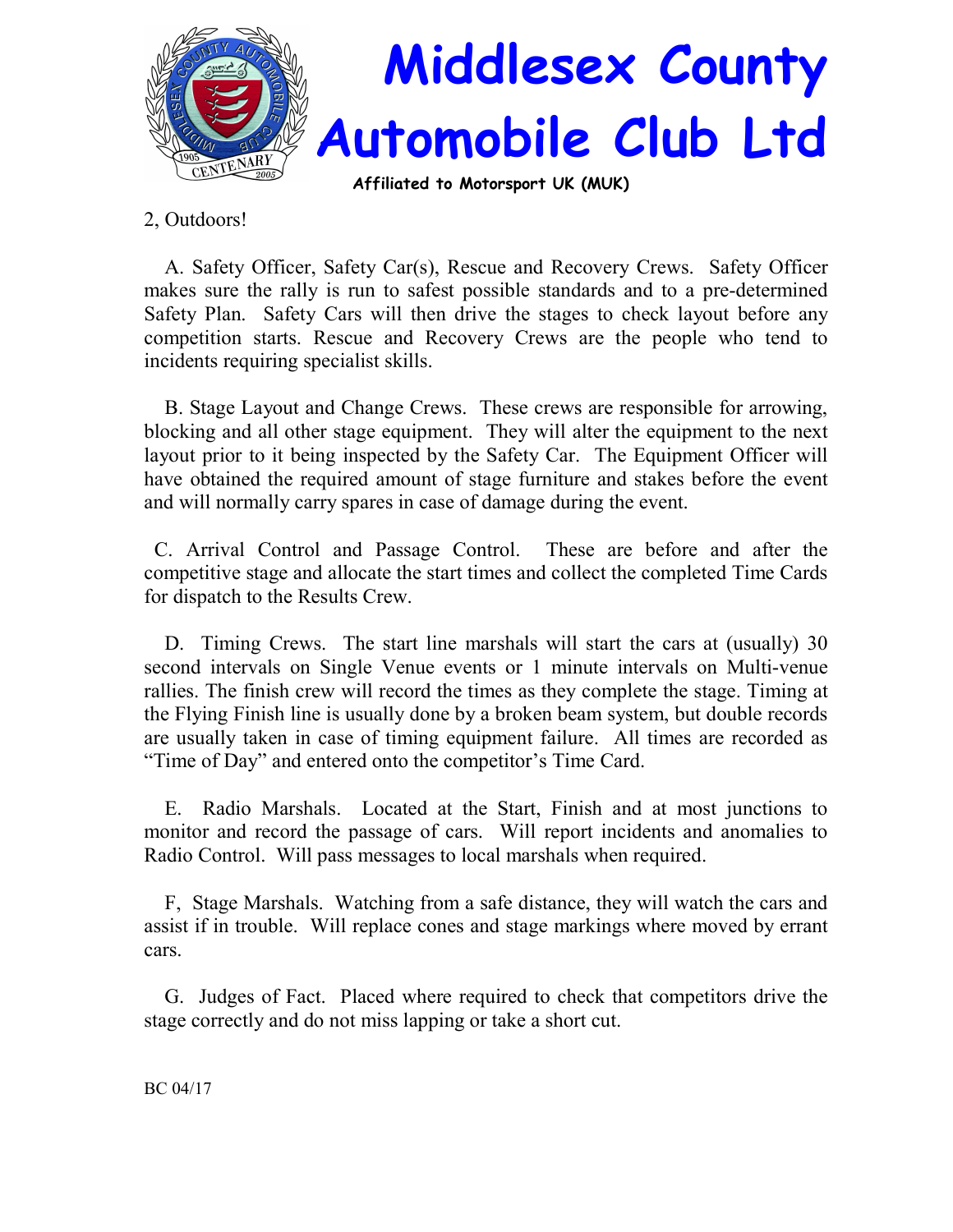# Middlesex County Automobile Club Ltd

**Affiliated to Motorsport UK (MUK)**

2, Outdoors!

A. Safety Officer, Safety Car(s), Rescue and Recovery Crews. Safety Officer makes sure the rally is run to safest possible standards and to a pre-determined Safety Plan. Safety Cars will then drive the stages to check layout before any competition starts. Rescue and Recovery Crews are the people who tend to incidents requiring specialist skills.

B. Stage Layout and Change Crews. These crews are responsible for arrowing, blocking and all other stage equipment. They will alter the equipment to the next layout prior to it being inspected by the Safety Car. The Equipment Officer will have obtained the required amount of stage furniture and stakes before the event and will normally carry spares in case of damage during the event.

C. Arrival Control and Passage Control. These are before and after the competitive stage and allocate the start times and collect the completed Time Cards for dispatch to the Results Crew.

D. Timing Crews. The start line marshals will start the cars at (usually) 30 second intervals on Single Venue events or 1 minute intervals on Multi-venue rallies. The finish crew will record the times as they complete the stage. Timing at the Flying Finish line is usually done by a broken beam system, but double records are usually taken in case of timing equipment failure. All times are recorded as "Time of Day" and entered onto the competitor's Time Card.

E. Radio Marshals. Located at the Start, Finish and at most junctions to monitor and record the passage of cars. Will report incidents and anomalies to Radio Control. Will pass messages to local marshals when required.

F, Stage Marshals. Watching from a safe distance, they will watch the cars and assist if in trouble. Will replace cones and stage markings where moved by errant cars.

G. Judges of Fact. Placed where required to check that competitors drive the stage correctly and do not miss lapping or take a short cut.

BC 04/17